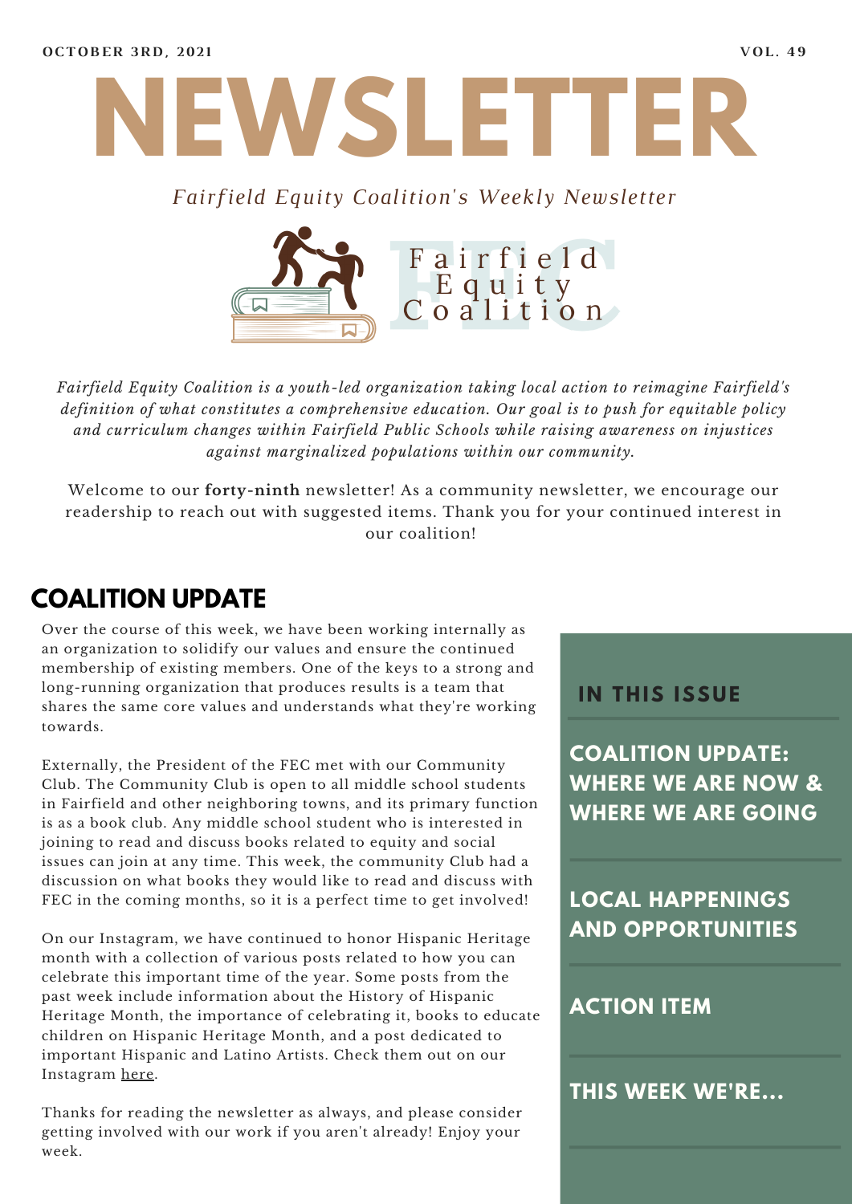**OCTOBER 3RD, 2021** **VOL. 49**

# NEWSLETTER

*Fairfield Equity Coalition's Weekly Newsletter*

Fairfield Equity Coalition

*Fairfield Equity Coalition is a youth-led organization taking local action to reimagine Fairfield's definition of what constitutes a comprehensive education. Our goal is to push for equitable policy and curriculum changes within Fairfield Public Schools while raising awareness on injustices against marginalized populations within our community.*

Welcome to our **forty-ninth** newsletter! As a community newsletter, we encourage our readership to reach out with suggested items. Thank you for your continued interest in our coalition!

## COALITION UPDATE

Over the course of this week, we have been working internally as an organization to solidify our values and ensure the continued membership of existing members. One of the keys to a strong and long-running organization that produces results is a team that shares the same core values and understands what they're working towards.

Externally, the President of the FEC met with our Community Club. The Community Club is open to all middle school students in Fairfield and other neighboring towns, and its primary function is as a book club. Any middle school student who is interested in joining to read and discuss books related to equity and social issues can join at any time. This week, the community Club had a discussion on what books they would like to read and discuss with FEC in the coming months, so it is a perfect time to get involved!

On our Instagram, we have continued to honor Hispanic Heritage month with a collection of various posts related to how you can celebrate this important time of the year. Some posts from the past week include information about the History of Hispanic Heritage Month, the importance of celebrating it, books to educate children on Hispanic Heritage Month, and a post dedicated to important Hispanic and Latino Artists. Check them out on our Instagram here.

Thanks for reading the newsletter as always, and please consider getting involved with our work if you aren't already! Enjoy your week.

### IN THIS ISSUE

**COALITION UPDATE: WHERE WE ARE NOW & WHERE WE ARE GOING**

**LOCAL HAPPENINGS AND OPPORTUNITIES**

**ACTION ITEM**

**THIS WEEK WE'RE...**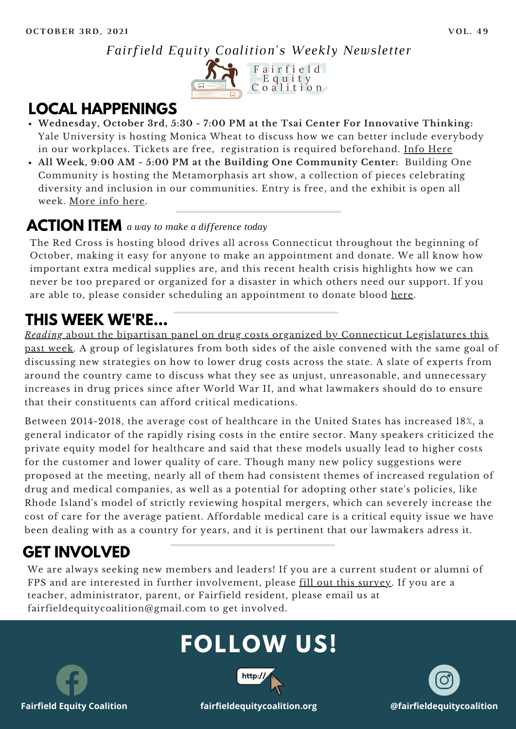OCTOBER 3RD, 2021 VOL. 49

*Fairfield Equity Coalition's Weekly Newsletter*

Fairfield Equity Coalition

## LOCAL HAPPENINGS

- **Wednesday, October 3rd, 5:30 - 7:00 PM at the Tsai Center For Innovative Thinking:** Yale University is hosting Monica Wheat to discuss how we can better include everybody in our workplaces. Tickets are free, registration is required beforehand. Info Here
- **All Week, 9:00 AM - 5:00 PM at the Building One Community Center:** Building One Community is hosting the Metamorphasis art show, a collection of pieces celebrating diversity and inclusion in our communities. Entry is free, and the exhibit is open all week. More info here.

## ACTION ITEM *a way to make a difference today*

The Red Cross is hosting blood drives all across Connecticut throughout the beginning of October, making it easy for anyone to make an appointment and donate. We all know how important extra medical supplies are, and this recent health crisis highlights how we can never be too prepared or organized for a disaster in which others need our support. If you are able to, please consider scheduling an appointment to donate blood here.

## THIS WEEK WE'RE...

*Reading* about the bipartisan panel on drug costs organized by Connecticut Legislatures this past week. A group of legislatures from both sides of the aisle convened with the same goal of discussing new strategies on how to lower drug costs across the state. A slate of experts from around the country came to discuss what they see as unjust, unreasonable, and unnecessary increases in drug prices since after World War II, and what lawmakers should do to ensure that their constituents can afford critical medications.

Between 2014-2018, the average cost of healthcare in the United States has increased 18%, a general indicator of the rapidly rising costs in the entire sector. Many speakers criticized the private equity model for healthcare and said that these models usually lead to higher costs for the customer and lower quality of care. Though many new policy suggestions were proposed at the meeting, nearly all of them had consistent themes of increased regulation of drug and medical companies, as well as a potential for adopting other state's policies, like Rhode Island's model of strictly reviewing hospital mergers, which can severely increase the cost of care for the average patient. Affordable medical care is a critical equity issue we have been dealing with as a country for years, and it is pertinent that our lawmakers adress it.

## GET INVOLVED

We are always seeking new members and leaders! If you are a current student or alumni of FPS and are interested in further involvement, please fill out this survey. If you are a teacher, administrator, parent, or Fairfield resident, please email us at fairfieldequitycoalition@gmail.com to get involved.

## FOLLOW US!

Fairfield Equity Coalition

fairfieldequitycoalition.org

@fairfieldequitycoalition